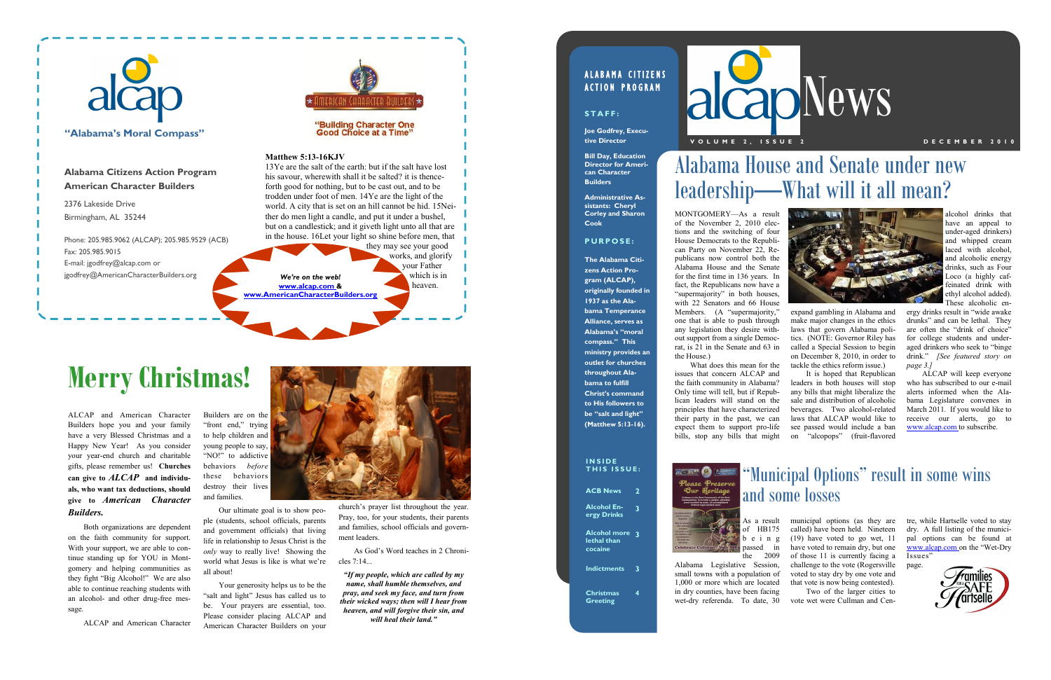alcap

"Alabama's Moral Compass"

AMERICAN CHARACTER BUILDERS

"Building Character One Good Choice at a Time"

**Alabama Citizens Action Program**
**American Character Builders**

2376 Lakeside Drive
Birmingham, AL 35244

Phone: 205.985.9062 (ALCAP); 205.985.9529 (ACB)
Fax: 205.985.9015
E-mail: jgodfrey@alcap.com or
jgodfrey@AmericanCharacterBuilders.org

**Matthew 5:13-16KJV**

13Ye are the salt of the earth: but if the salt have lost his savour, wherewith shall it be salted? it is thenceforth good for nothing, but to be cast out, and to be trodden under foot of men. 14Ye are the light of the world. A city that is set on an hill cannot be hid. 15Neither do men light a candle, and put it under a bushel, but on a candlestick; and it giveth light unto all that are in the house. 16Let your light so shine before men, that they may see your good works, and glorify your Father which is in heaven.

***We're on the web!***
**www.alcap.com & www.AmericanCharacterBuilders.org**

# Merry Christmas!

ALCAP and American Character Builders hope you and your family have a very Blessed Christmas and a Happy New Year! As you consider your year-end church and charitable gifts, please remember us! **Churches can give to *ALCAP* and individuals, who want tax deductions, should give to *American Character Builders.***

Both organizations are dependent on the faith community for support. With your support, we are able to continue standing up for YOU in Montgomery and helping communities as they fight "Big Alcohol!" We are also able to continue reaching students with an alcohol- and other drug-free message.

ALCAP and American Character Builders are on the "front end," trying to help children and young people to say, "NO!" to addictive behaviors *before* these behaviors destroy their lives and families.

Our ultimate goal is to show people (students, school officials, parents and government officials) that living life in relationship to Jesus Christ is the *only* way to really live! Showing the world what Jesus is like is what we're all about!

Your generosity helps us to be the "salt and light" Jesus has called us to be. Your prayers are essential, too. Please consider placing ALCAP and American Character Builders on your church's prayer list throughout the year. Pray, too, for your students, their parents and families, school officials and government leaders.

As God's Word teaches in 2 Chronicles 7:14...

***"If my people, which are called by my name, shall humble themselves, and pray, and seek my face, and turn from their wicked ways; then will I hear from heaven, and will forgive their sin, and will heal their land."***

**ALABAMA CITIZENS ACTION PROGRAM**

**STAFF:**

**Joe Godfrey, Executive Director**

**Bill Day, Education Director for American Character Builders**

**Administrative Assistants: Cheryl Corley and Sharon Cook**

**PURPOSE:**

**The Alabama Citizens Action Program (ALCAP), originally founded in 1937 as the Alabama Temperance Alliance, serves as Alabama's "moral compass." This ministry provides an outlet for churches throughout Alabama to fulfill Christ's command to His followers to be "salt and light" (Matthew 5:13-16).**

**INSIDE THIS ISSUE:**

| | |
|---|---|
| ACB News | 2 |
| Alcohol Energy Drinks | 3 |
| Alcohol more lethal than cocaine | 3 |
| Indictments | 3 |
| Christmas Greeting | 4 |

# alcapNews

VOLUME 2, ISSUE 2 — DECEMBER 2010

## Alabama House and Senate under new leadership—What will it all mean?

MONTGOMERY—As a result of the November 2, 2010 elections and the switching of four House Democrats to the Republican Party on November 22, Republicans now control both the Alabama House and the Senate for the first time in 136 years. In fact, the Republicans now have a "supermajority" in both houses, with 22 Senators and 66 House Members. (A "supermajority," one that is able to push through any legislation they desire without support from a single Democrat, is 21 in the Senate and 63 in the House.)

What does this mean for the issues that concern ALCAP and the faith community in Alabama? Only time will tell, but if Republican leaders will stand on the principles that have characterized their party in the past, we can expect them to support pro-life bills, stop any bills that might expand gambling in Alabama and make major changes in the ethics laws that govern Alabama politics. (NOTE: Governor Riley has called a Special Session to begin on December 8, 2010, in order to tackle the ethics reform issue.)

It is hoped that Republican leaders in both houses will stop any bills that might liberalize the sale and distribution of alcoholic beverages. Two alcohol-related laws that ALCAP would like to see passed would include a ban on "alcopops" (fruit-flavored alcohol drinks that have an appeal to under-aged drinkers) and whipped cream laced with alcohol, and alcoholic energy drinks, such as Four Loco (a highly caffeinated drink with ethyl alcohol added). These alcoholic energy drinks result in "wide awake drunks" and can be lethal. They are often the "drink of choice" for college students and under-aged drinkers who seek to "binge drink." *[See featured story on page 3.]*

ALCAP will keep everyone who has subscribed to our e-mail alerts informed when the Alabama Legislature convenes in March 2011. If you would like to receive our alerts, go to www.alcap.com to subscribe.

## "Municipal Options" result in some wins and some losses

As a result of HB175 being passed in the 2009 Alabama Legislative Session, small towns with a population of 1,000 or more which are located in dry counties, have been facing wet-dry referenda. To date, 30 municipal options (as they are called) have been held. Nineteen (19) have voted to remain dry, but one of those 11 is currently facing a challenge to the vote (Rogersville voted to stay dry by one vote and that vote is now being contested).

Two of the larger cities to vote wet were Cullman and Centre, while Hartselle voted to stay dry. A full listing of the municipal options can be found at www.alcap.com on the "Wet-Dry Issues" page.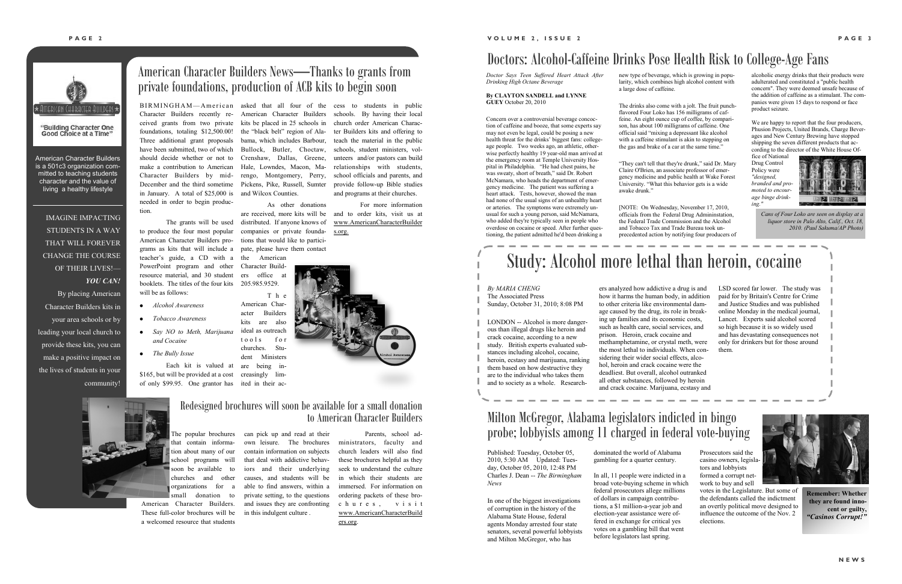# American Character Builders News—Thanks to grants from private foundations, production of ACB kits to begin soon

"Building Character One Good Choice at a Time"

American Character Builders is a 501c3 organization committed to teaching students character and the value of living a healthy lifestyle

IMAGINE IMPACTING STUDENTS IN A WAY THAT WILL FOREVER CHANGE THE COURSE OF THEIR LIVES!—

***YOU CAN!***

By placing American Character Builders kits in your area schools or by leading your local church to provide these kits, you can make a positive impact on the lives of students in your community!

BIRMINGHAM—American Character Builders recently received grants from two private foundations, totaling $12,500.00! Three additional grant proposals have been submitted, two of which should decide whether or not to make a contribution to American Character Builders by mid-December and the third sometime in January. A total of $25,000 is needed in order to begin production.

The grants will be used to produce the four most popular American Character Builders programs as kits that will include a teacher's guide, a CD with a PowerPoint program and other resource material, and 30 student booklets. The titles of the four kits will be as follows:

- *Alcohol Awareness*
- *Tobacco Awareness*
- *Say NO to Meth, Marijuana and Cocaine*
- *The Bully Issue*

Each kit is valued at $165, but will be provided at a cost of only $99.95. One grantor has asked that all four of the American Character Builders kits be placed in 25 schools in the "black belt" region of Alabama, which includes Barbour, Bullock, Butler, Choctaw, Crenshaw, Dallas, Greene, Hale, Lowndes, Macon, Marengo, Montgomery, Perry, Pickens, Pike, Russell, Sumter and Wilcox Counties.

As other donations are received, more kits will be distributed. If anyone knows of companies or private foundations that would like to participate, please have them contact the American Character Builders office at 205.985.9529.

The American Character Builders kits are also ideal as outreach tools for churches. Student Ministers are being increasingly limited in their access to students in public schools. By having their local church order American Character Builders kits and offering to teach the material in the public schools, student ministers, volunteers and/or pastors can build relationships with students, school officials and parents, and provide follow-up Bible studies and programs at their churches.

For more information and to order kits, visit us at www.AmericanCharacterBuilders.org.

## Redesigned brochures will soon be available for a small donation to American Character Builders

The popular brochures that contain information about many of our school programs will soon be available to churches and other organizations for a small donation to American Character Builders. These full-color brochures will be a welcomed resource that students can pick up and read at their own leisure. The brochures contain information on subjects that deal with addictive behaviors and their underlying causes, and students will be able to find answers, within a private setting, to the questions and issues they are confronting in this indulgent culture .

Parents, school administrators, faculty and church leaders will also find these brochures helpful as they seek to understand the culture in which their students are immersed. For information on ordering packets of these brochures, visit www.AmericanCharacterBuilders.org.

# Doctors: Alcohol-Caffeine Drinks Pose Health Risk to College-Age Fans

*Doctor Says Teen Suffered Heart Attack After Drinking High Octane Beverage*

**By CLAYTON SANDELL and LYNNE GUEY** October 20, 2010

Concern over a controversial beverage concoction of caffeine and booze, that some experts say may not even be legal, could be posing a new health threat for the drinks' biggest fans: college-age people. Two weeks ago, an athletic, otherwise perfectly healthy 19 year-old man arrived at the emergency room at Temple University Hospital in Philadelphia. "He had chest pains, he was sweaty, short of breath," said Dr. Robert McNamara, who heads the department of emergency medicine. The patient was suffering a heart attack. Tests, however, showed the man had none of the usual signs of an unhealthy heart or arteries. The symptoms were extremely unusual for such a young person, said McNamara, who added they're typically seen in people who overdose on cocaine or speed. After further questioning, the patient admitted he'd been drinking a new type of beverage, which is growing in popularity, which combines high alcohol content with a large dose of caffeine.

The drinks also come with a jolt. The fruit punch-flavored Four Loko has 156 milligrams of caffeine. An eight ounce cup of coffee, by comparison, has about 100 milligrams of caffeine. One official said "mixing a depressant like alcohol with a caffeine stimulant is akin to stepping on the gas and brake of a car at the same time."

"They can't tell that they're drunk," said Dr. Mary Claire O'Brien, an associate professor of emergency medicine and public health at Wake Forest University. "What this behavior gets is a wide awake drunk."

[NOTE: On Wednesday, November 17, 2010, officials from the Federal Drug Admininstation, the Federal Trade Commission and the Alcohol and Tobacco Tax and Trade Bureau took unprecedented action by notifying four producers of alcoholic energy drinks that their products were adulterated and constituted a "public health concern". They were deemed unsafe because of the addition of caffeine as a stimulant. The companies were given 15 days to respond or face product seizure.

We are happy to report that the four producers, Phusion Projects, United Brands, Charge Beverages and New Century Brewing have stopped shipping the seven different products that according to the director of the White House Office of National Drug Control Policy were *"designed, branded and promoted to encourage binge drinking."*

*Cans of Four Loko are seen on display at a liquor store in Palo Alto, Calif., Oct. 18, 2010. (Paul Sakuma/AP Photo)*

# Study: Alcohol more lethal than heroin, cocaine

*By MARIA CHENG*
The Associated Press
Sunday, October 31, 2010; 8:08 PM

LONDON -- Alcohol is more dangerous than illegal drugs like heroin and crack cocaine, according to a new study. British experts evaluated substances including alcohol, cocaine, heroin, ecstasy and marijuana, ranking them based on how destructive they are to the individual who takes them and to society as a whole. Researchers analyzed how addictive a drug is and how it harms the human body, in addition to other criteria like environmental damage caused by the drug, its role in breaking up families and its economic costs, such as health care, social services, and prison. Heroin, crack cocaine and methamphetamine, or crystal meth, were the most lethal to individuals. When considering their wider social effects, alcohol, heroin and crack cocaine were the deadliest. But overall, alcohol outranked all other substances, followed by heroin and crack cocaine. Marijuana, ecstasy and LSD scored far lower. The study was paid for by Britain's Centre for Crime and Justice Studies and was published online Monday in the medical journal, Lancet. Experts said alcohol scored so high because it is so widely used and has devastating consequences not only for drinkers but for those around them.

# Milton McGregor, Alabama legislators indicted in bingo probe; lobbyists among 11 charged in federal vote-buying

Published: Tuesday, October 05, 2010, 5:30 AM Updated: Tuesday, October 05, 2010, 12:48 PM
Charles J. Dean -- *The Birmingham News*

In one of the biggest investigations of corruption in the history of the Alabama State House, federal agents Monday arrested four state senators, several powerful lobbyists and Milton McGregor, who has dominated the world of Alabama gambling for a quarter century.

In all, 11 people were indicted in a broad vote-buying scheme in which federal prosecutors allege millions of dollars in campaign contributions, a $1 million-a-year job and election-year assistance were offered in exchange for critical yes votes on a gambling bill that went before legislators last spring.

Prosecutors said the casino owners, legislators and lobbyists formed a corrupt network to buy and sell votes in the Legislature. But some of the defendants called the indictment an overtly political move designed to influence the outcome of the Nov. 2 elections.

**Remember: Whether they are found innocent or guilty, *"Casinos Corrupt!"***